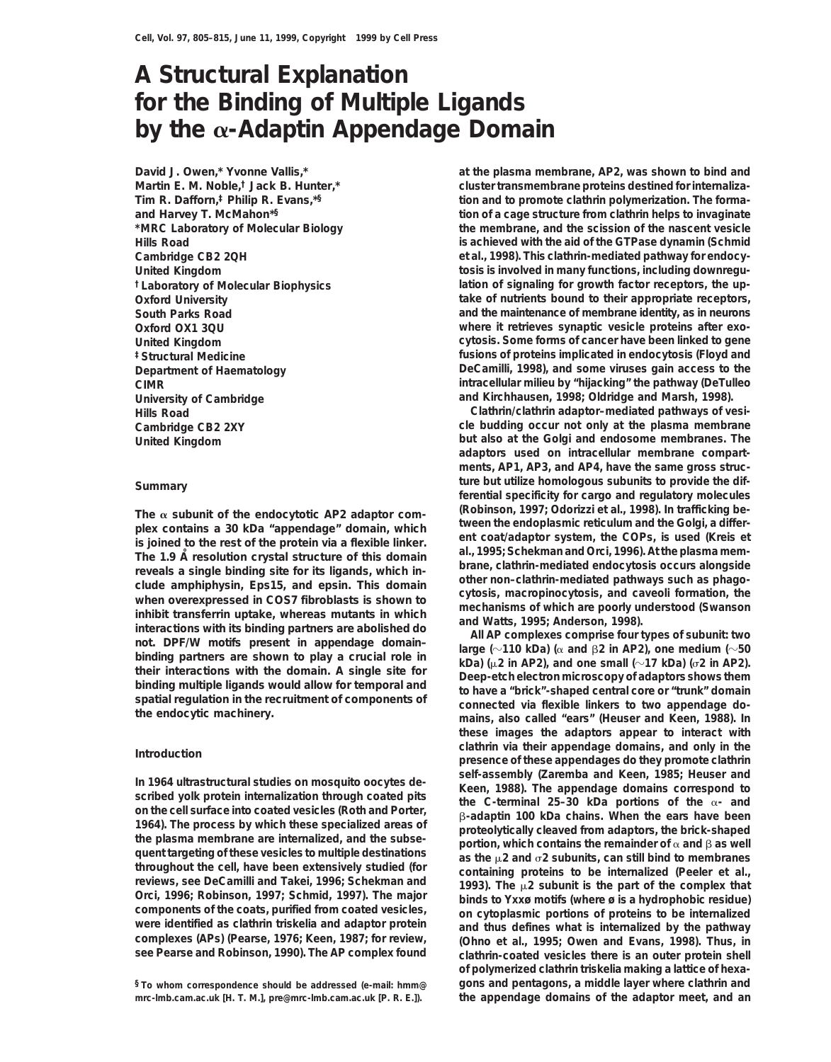# A Structural Explanation for the Binding of Multiple Ligands by the α-Adaptin Appendage Domain

David J. Owen,* Yvonne Vallis,* Martin E. M. Noble,† Jack B. Hunter,* Tim R. Dafforn,‡ Philip R. Evans,*§ and Harvey T. McMahon*§

*MRC Laboratory of Molecular Biology, Hills Road, Cambridge CB2 2QH, United Kingdom

† Laboratory of Molecular Biophysics, Oxford University, South Parks Road, Oxford OX1 3QU, United Kingdom

‡ Structural Medicine, Department of Haematology, CIMR, University of Cambridge, Hills Road, Cambridge CB2 2XY, United Kingdom

## Summary

The α subunit of the endocytotic AP2 adaptor complex contains a 30 kDa "appendage" domain, which is joined to the rest of the protein via a flexible linker. The 1.9 Å resolution crystal structure of this domain reveals a single binding site for its ligands, which include amphiphysin, Eps15, and epsin. This domain when overexpressed in COS7 fibroblasts is shown to inhibit transferrin uptake, whereas mutants in which interactions with its binding partners are abolished do not. DPF/W motifs present in appendage domain–binding partners are shown to play a crucial role in their interactions with the domain. A single site for binding multiple ligands would allow for temporal and spatial regulation in the recruitment of components of the endocytic machinery.

## Introduction

In 1964 ultrastructural studies on mosquito oocytes described yolk protein internalization through coated pits on the cell surface into coated vesicles (Roth and Porter, 1964). The process by which these specialized areas of the plasma membrane are internalized, and the subsequent targeting of these vesicles to multiple destinations throughout the cell, have been extensively studied (for reviews, see DeCamilli and Takei, 1996; Schekman and Orci, 1996; Robinson, 1997; Schmid, 1997). The major components of the coats, purified from coated vesicles, were identified as clathrin triskelia and adaptor protein complexes (APs) (Pearse, 1976; Keen, 1987; for review, see Pearse and Robinson, 1990). The AP complex found at the plasma membrane, AP2, was shown to bind and cluster transmembrane proteins destined for internalization and to promote clathrin polymerization. The formation of a cage structure from clathrin helps to invaginate the membrane, and the scission of the nascent vesicle is achieved with the aid of the GTPase dynamin (Schmid et al., 1998). This clathrin-mediated pathway for endocytosis is involved in many functions, including downregulation of signaling for growth factor receptors, the uptake of nutrients bound to their appropriate receptors, and the maintenance of membrane identity, as in neurons where it retrieves synaptic vesicle proteins after exocytosis. Some forms of cancer have been linked to gene fusions of proteins implicated in endocytosis (Floyd and DeCamilli, 1998), and some viruses gain access to the intracellular milieu by "hijacking" the pathway (DeTulleo and Kirchhausen, 1998; Oldridge and Marsh, 1998).

Clathrin/clathrin adaptor–mediated pathways of vesicle budding occur not only at the plasma membrane but also at the Golgi and endosome membranes. The adaptors used on intracellular membrane compartments, AP1, AP3, and AP4, have the same gross structure but utilize homologous subunits to provide the differential specificity for cargo and regulatory molecules (Robinson, 1997; Odorizzi et al., 1998). In trafficking between the endoplasmic reticulum and the Golgi, a different coat/adaptor system, the COPs, is used (Kreis et al., 1995; Schekman and Orci, 1996). At the plasma membrane, clathrin-mediated endocytosis occurs alongside other non-clathrin-mediated pathways such as phagocytosis, macropinocytosis, and caveoli formation, the mechanisms of which are poorly understood (Swanson and Watts, 1995; Anderson, 1998).

All AP complexes comprise four types of subunit: two large (~110 kDa) (α and β2 in AP2), one medium (~50 kDa) (μ2 in AP2), and one small (~17 kDa) (σ2 in AP2). Deep-etch electron microscopy of adaptors shows them to have a "brick"-shaped central core or "trunk" domain connected via flexible linkers to two appendage domains, also called "ears" (Heuser and Keen, 1988). In these images the adaptors appear to interact with clathrin via their appendage domains, and only in the presence of these appendages do they promote clathrin self-assembly (Zaremba and Keen, 1985; Heuser and Keen, 1988). The appendage domains correspond to the C-terminal 25–30 kDa portions of the α- and β-adaptin 100 kDa chains. When the ears have been proteolytically cleaved from adaptors, the brick-shaped portion, which contains the remainder of α and β as well as the μ2 and σ2 subunits, can still bind to membranes containing proteins to be internalized (Peeler et al., 1993). The μ2 subunit is the part of the complex that binds to Yxxø motifs (where ø is a hydrophobic residue) on cytoplasmic portions of proteins to be internalized and thus defines what is internalized by the pathway (Ohno et al., 1995; Owen and Evans, 1998). Thus, in clathrin-coated vesicles there is an outer protein shell of polymerized clathrin triskelia making a lattice of hexagons and pentagons, a middle layer where clathrin and the appendage domains of the adaptor meet, and an

§ To whom correspondence should be addressed (e-mail: hmm@mrc-lmb.cam.ac.uk [H. T. M.], pre@mrc-lmb.cam.ac.uk [P. R. E.]).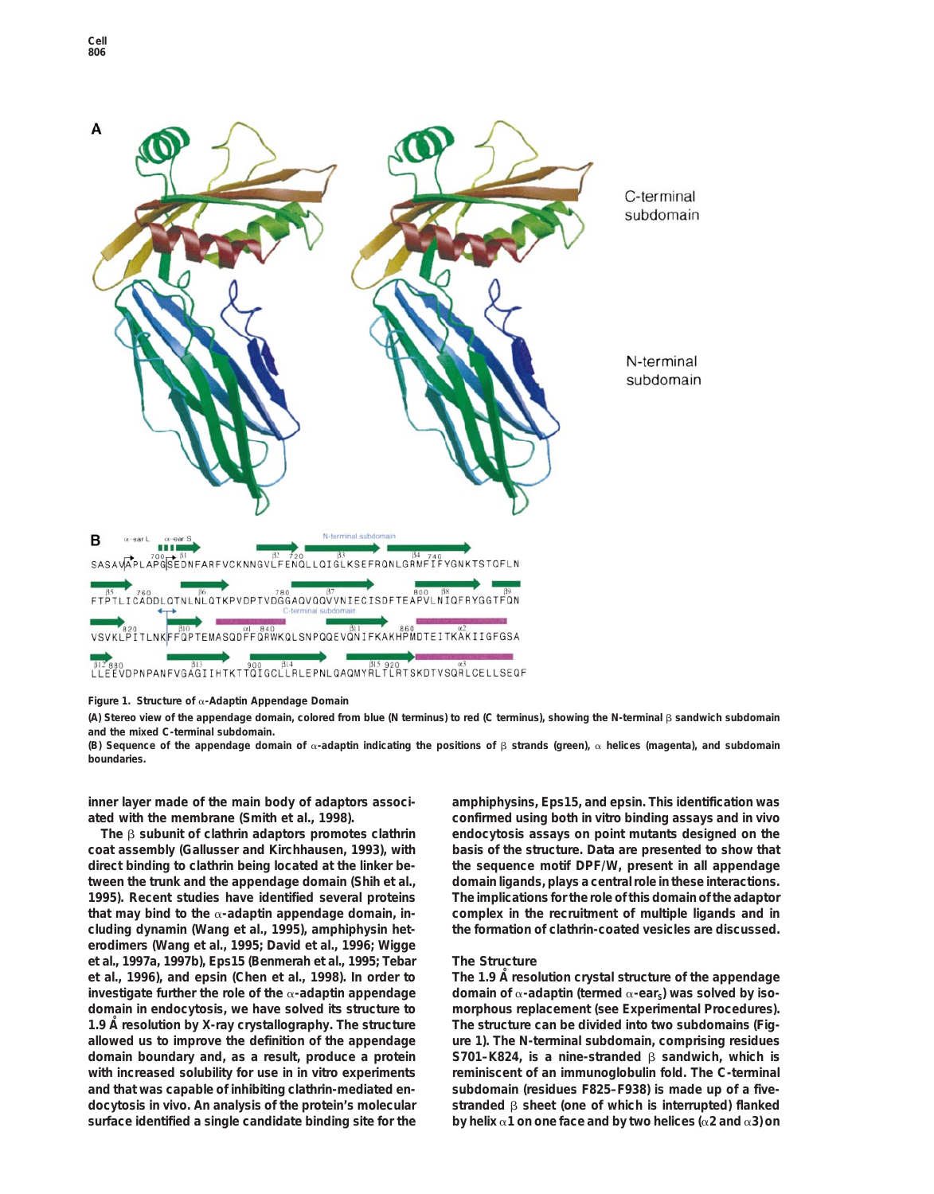Figure 1. Structure of α-Adaptin Appendage Domain

(A) Stereo view of the appendage domain, colored from blue (N terminus) to red (C terminus), showing the N-terminal β sandwich subdomain and the mixed C-terminal subdomain.

(B) Sequence of the appendage domain of α-adaptin indicating the positions of β strands (green), α helices (magenta), and subdomain boundaries.

inner layer made of the main body of adaptors associated with the membrane (Smith et al., 1998).

The β subunit of clathrin adaptors promotes clathrin coat assembly (Gallusser and Kirchhausen, 1993), with direct binding to clathrin being located at the linker between the trunk and the appendage domain (Shih et al., 1995). Recent studies have identified several proteins that may bind to the α-adaptin appendage domain, including dynamin (Wang et al., 1995), amphiphysin heterodimers (Wang et al., 1995; David et al., 1996; Wigge et al., 1997a, 1997b), Eps15 (Benmerah et al., 1995; Tebar et al., 1996), and epsin (Chen et al., 1998). In order to investigate further the role of the α-adaptin appendage domain in endocytosis, we have solved its structure to 1.9 Å resolution by X-ray crystallography. The structure allowed us to improve the definition of the appendage domain boundary and, as a result, produce a protein with increased solubility for use in in vitro experiments and that was capable of inhibiting clathrin-mediated endocytosis in vivo. An analysis of the protein's molecular surface identified a single candidate binding site for the amphiphysins, Eps15, and epsin. This identification was confirmed using both in vitro binding assays and in vivo endocytosis assays on point mutants designed on the basis of the structure. Data are presented to show that the sequence motif DPF/W, present in all appendage domain ligands, plays a central role in these interactions. The implications for the role of this domain of the adaptor complex in the recruitment of multiple ligands and in the formation of clathrin-coated vesicles are discussed.

## The Structure

The 1.9 Å resolution crystal structure of the appendage domain of α-adaptin (termed α-ear$_S$) was solved by isomorphous replacement (see Experimental Procedures). The structure can be divided into two subdomains (Figure 1). The N-terminal subdomain, comprising residues S701–K824, is a nine-stranded β sandwich, which is reminiscent of an immunoglobulin fold. The C-terminal subdomain (residues F825–F938) is made up of a five-stranded β sheet (one of which is interrupted) flanked by helix α1 on one face and by two helices (α2 and α3) on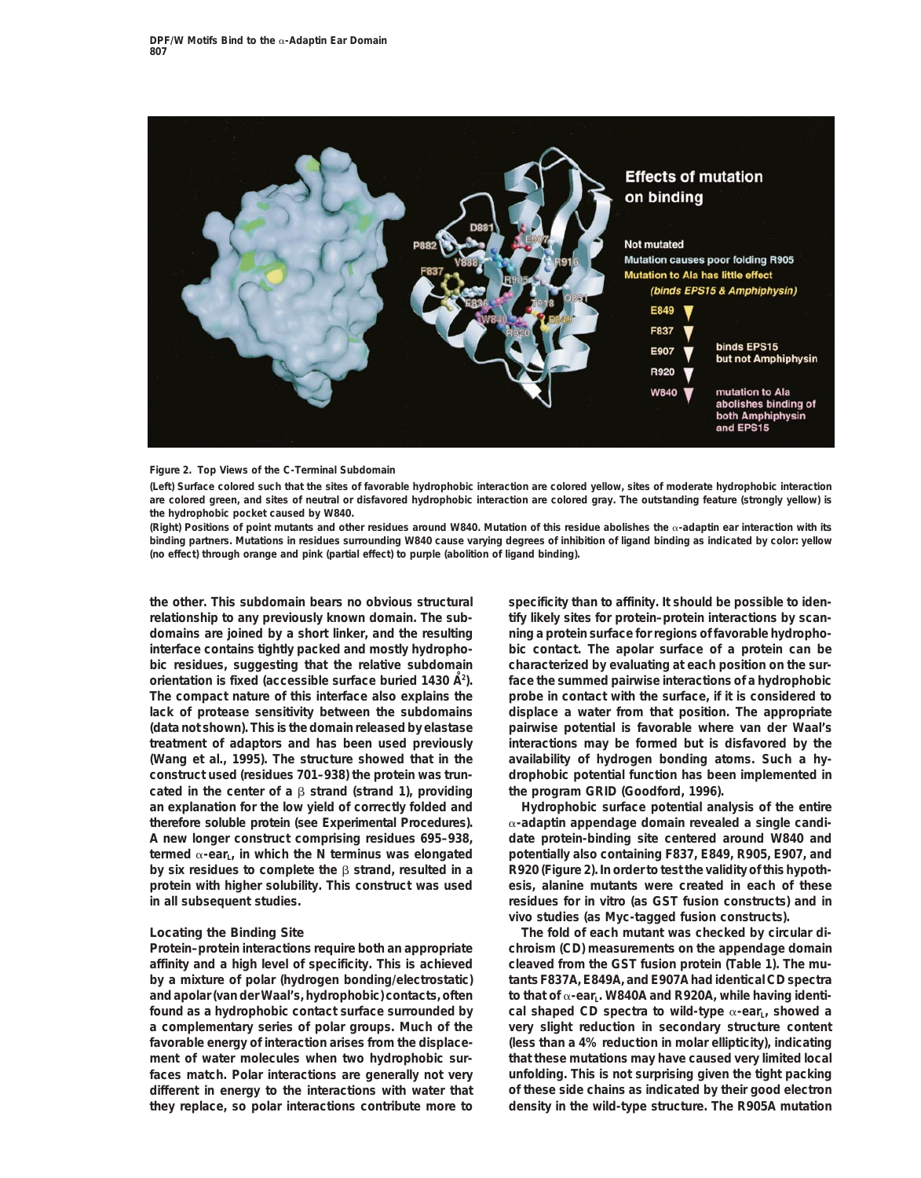**Figure 2. Top Views of the C-Terminal Subdomain**

(Left) Surface colored such that the sites of favorable hydrophobic interaction are colored yellow, sites of moderate hydrophobic interaction are colored green, and sites of neutral or disfavored hydrophobic interaction are colored gray. The outstanding feature (strongly yellow) is the hydrophobic pocket caused by W840.

(Right) Positions of point mutants and other residues around W840. Mutation of this residue abolishes the α-adaptin ear interaction with its binding partners. Mutations in residues surrounding W840 cause varying degrees of inhibition of ligand binding as indicated by color: yellow (no effect) through orange and pink (partial effect) to purple (abolition of ligand binding).

the other. This subdomain bears no obvious structural relationship to any previously known domain. The subdomains are joined by a short linker, and the resulting interface contains tightly packed and mostly hydrophobic residues, suggesting that the relative subdomain orientation is fixed (accessible surface buried 1430 Å$^2$). The compact nature of this interface also explains the lack of protease sensitivity between the subdomains (data not shown). This is the domain released by elastase treatment of adaptors and has been used previously (Wang et al., 1995). The structure showed that in the construct used (residues 701–938) the protein was truncated in the center of a β strand (strand 1), providing an explanation for the low yield of correctly folded and therefore soluble protein (see Experimental Procedures). A new longer construct comprising residues 695–938, termed α-ear$_L$, in which the N terminus was elongated by six residues to complete the β strand, resulted in a protein with higher solubility. This construct was used in all subsequent studies.

## Locating the Binding Site

Protein–protein interactions require both an appropriate affinity and a high level of specificity. This is achieved by a mixture of polar (hydrogen bonding/electrostatic) and apolar (van der Waal's, hydrophobic) contacts, often found as a hydrophobic contact surface surrounded by a complementary series of polar groups. Much of the favorable energy of interaction arises from the displacement of water molecules when two hydrophobic surfaces match. Polar interactions are generally not very different in energy to the interactions with water that they replace, so polar interactions contribute more to specificity than to affinity. It should be possible to identify likely sites for protein–protein interactions by scanning a protein surface for regions of favorable hydrophobic contact. The apolar surface of a protein can be characterized by evaluating at each position on the surface the summed pairwise interactions of a hydrophobic probe in contact with the surface, if it is considered to displace a water from that position. The appropriate pairwise potential is favorable where van der Waal's interactions may be formed but is disfavored by the availability of hydrogen bonding atoms. Such a hydrophobic potential function has been implemented in the program GRID (Goodford, 1996).

Hydrophobic surface potential analysis of the entire α-adaptin appendage domain revealed a single candidate protein-binding site centered around W840 and potentially also containing F837, E849, R905, E907, and R920 (Figure 2). In order to test the validity of this hypothesis, alanine mutants were created in each of these residues for in vitro (as GST fusion constructs) and in vivo studies (as Myc-tagged fusion constructs).

The fold of each mutant was checked by circular dichroism (CD) measurements on the appendage domain cleaved from the GST fusion protein (Table 1). The mutants F837A, E849A, and E907A had identical CD spectra to that of α-ear$_L$. W840A and R920A, while having identical shaped CD spectra to wild-type α-ear$_L$, showed a very slight reduction in secondary structure content (less than a 4% reduction in molar ellipticity), indicating that these mutations may have caused very limited local unfolding. This is not surprising given the tight packing of these side chains as indicated by their good electron density in the wild-type structure. The R905A mutation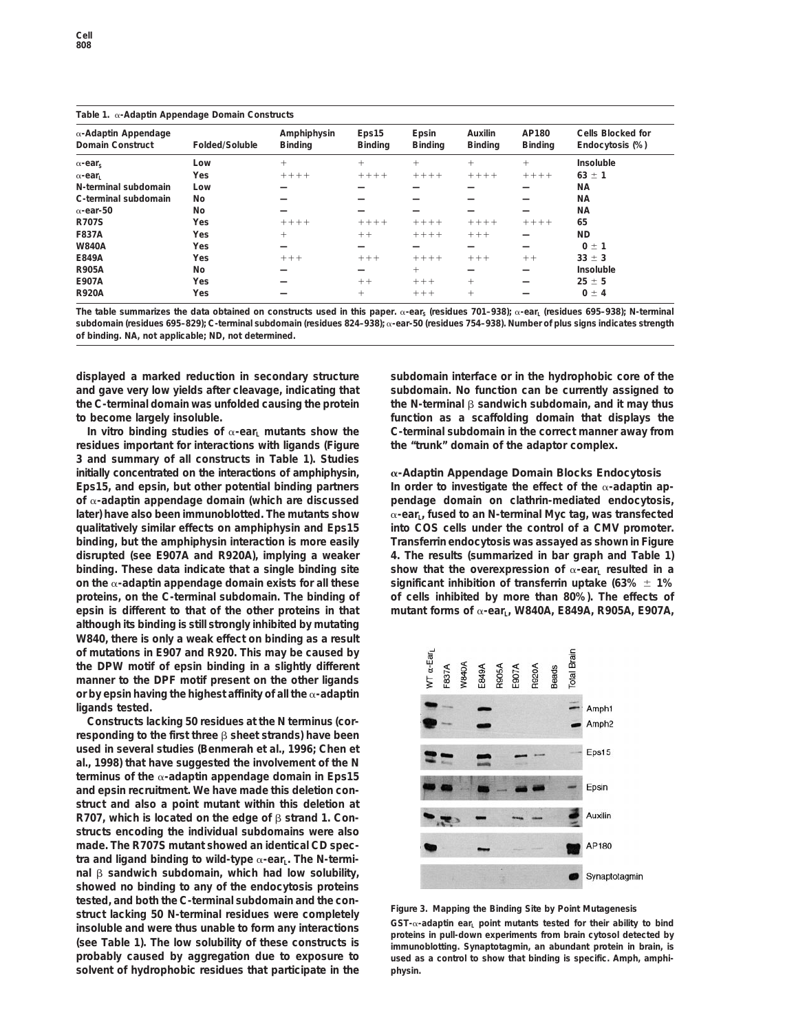**Table 1. α-Adaptin Appendage Domain Constructs**

| α-Adaptin Appendage Domain Construct | Folded/Soluble | Amphiphysin Binding | Eps15 Binding | Epsin Binding | Auxilin Binding | AP180 Binding | Cells Blocked for Endocytosis (%) |
|---|---|---|---|---|---|---|---|
| α-ear$_S$ | Low | + | + | + | + | + | Insoluble |
| α-ear$_L$ | Yes | ++++ | ++++ | ++++ | ++++ | ++++ | 63 ± 1 |
| N-terminal subdomain | Low | – | – | – | – | – | NA |
| C-terminal subdomain | No | – | – | – | – | – | NA |
| α-ear-50 | No | – | – | – | – | – | NA |
| R707S | Yes | ++++ | ++++ | ++++ | ++++ | ++++ | 65 |
| F837A | Yes | + | ++ | ++++ | +++ | – | ND |
| W840A | Yes | – | – | – | – | – | 0 ± 1 |
| E849A | Yes | +++ | +++ | ++++ | +++ | ++ | 33 ± 3 |
| R905A | No | – | – | + | – | – | Insoluble |
| E907A | Yes | – | ++ | +++ | + | – | 25 ± 5 |
| R920A | Yes | – | + | +++ | + | – | 0 ± 4 |

The table summarizes the data obtained on constructs used in this paper. α-ear$_S$ (residues 701–938); α-ear$_L$ (residues 695–938); N-terminal subdomain (residues 695–829); C-terminal subdomain (residues 824–938); α-ear-50 (residues 754–938). Number of plus signs indicates strength of binding. NA, not applicable; ND, not determined.

displayed a marked reduction in secondary structure and gave very low yields after cleavage, indicating that the C-terminal domain was unfolded causing the protein to become largely insoluble.

In vitro binding studies of α-ear$_L$ mutants show the residues important for interactions with ligands (Figure 3 and summary of all constructs in Table 1). Studies initially concentrated on the interactions of amphiphysin, Eps15, and epsin, but other potential binding partners of α-adaptin appendage domain (which are discussed later) have also been immunoblotted. The mutants show qualitatively similar effects on amphiphysin and Eps15 binding, but the amphiphysin interaction is more easily disrupted (see E907A and R920A), implying a weaker binding. These data indicate that a single binding site on the α-adaptin appendage domain exists for all these proteins, on the C-terminal subdomain. The binding of epsin is different to that of the other proteins in that although its binding is still strongly inhibited by mutating W840, there is only a weak effect on binding as a result of mutations in E907 and R920. This may be caused by the DPW motif of epsin binding in a slightly different manner to the DPF motif present on the other ligands or by epsin having the highest affinity of all the α-adaptin ligands tested.

Constructs lacking 50 residues at the N terminus (corresponding to the first three β sheet strands) have been used in several studies (Benmerah et al., 1996; Chen et al., 1998) that have suggested the involvement of the N terminus of the α-adaptin appendage domain in Eps15 and epsin recruitment. We have made this deletion construct and also a point mutant within this deletion at R707, which is located on the edge of β strand 1. Constructs encoding the individual subdomains were also made. The R707S mutant showed an identical CD spectra and ligand binding to wild-type α-ear$_L$. The N-terminal β sandwich subdomain, which had low solubility, showed no binding to any of the endocytosis proteins tested, and both the C-terminal subdomain and the construct lacking 50 N-terminal residues were completely insoluble and were thus unable to form any interactions (see Table 1). The low solubility of these constructs is probably caused by aggregation due to exposure to solvent of hydrophobic residues that participate in the subdomain interface or in the hydrophobic core of the subdomain. No function can be currently assigned to the N-terminal β sandwich subdomain, and it may thus function as a scaffolding domain that displays the C-terminal subdomain in the correct manner away from the "trunk" domain of the adaptor complex.

## α-Adaptin Appendage Domain Blocks Endocytosis

In order to investigate the effect of the α-adaptin appendage domain on clathrin-mediated endocytosis, α-ear$_L$, fused to an N-terminal Myc tag, was transfected into COS cells under the control of a CMV promoter. Transferrin endocytosis was assayed as shown in Figure 4. The results (summarized in bar graph and Table 1) show that the overexpression of α-ear$_L$ resulted in a significant inhibition of transferrin uptake (63% ± 1% of cells inhibited by more than 80%). The effects of mutant forms of α-ear$_L$, W840A, E849A, R905A, E907A,

Figure 3. Mapping the Binding Site by Point Mutagenesis

GST-α-adaptin ear$_L$ point mutants tested for their ability to bind proteins in pull-down experiments from brain cytosol detected by immunoblotting. Synaptotagmin, an abundant protein in brain, is used as a control to show that binding is specific. Amph, amphiphysin.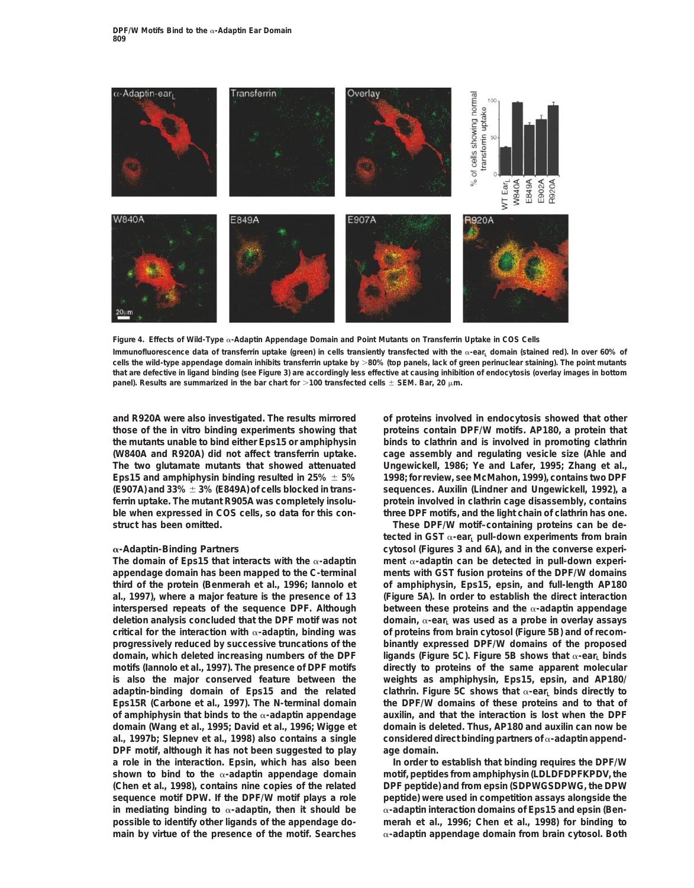Figure 4. Effects of Wild-Type α-Adaptin Appendage Domain and Point Mutants on Transferrin Uptake in COS Cells

Immunofluorescence data of transferrin uptake (green) in cells transiently transfected with the α-ear$_L$ domain (stained red). In over 60% of cells the wild-type appendage domain inhibits transferrin uptake by >80% (top panels, lack of green perinuclear staining). The point mutants that are defective in ligand binding (see Figure 3) are accordingly less effective at causing inhibition of endocytosis (overlay images in bottom panel). Results are summarized in the bar chart for >100 transfected cells ± SEM. Bar, 20 μm.

and R920A were also investigated. The results mirrored those of the in vitro binding experiments showing that the mutants unable to bind either Eps15 or amphiphysin (W840A and R920A) did not affect transferrin uptake. The two glutamate mutants that showed attenuated Eps15 and amphiphysin binding resulted in 25% ± 5% (E907A) and 33% ± 3% (E849A) of cells blocked in transferrin uptake. The mutant R905A was completely insoluble when expressed in COS cells, so data for this construct has been omitted.

### α-Adaptin-Binding Partners

The domain of Eps15 that interacts with the α-adaptin appendage domain has been mapped to the C-terminal third of the protein (Benmerah et al., 1996; Iannolo et al., 1997), where a major feature is the presence of 13 interspersed repeats of the sequence DPF. Although deletion analysis concluded that the DPF motif was not critical for the interaction with α-adaptin, binding was progressively reduced by successive truncations of the domain, which deleted increasing numbers of the DPF motifs (Iannolo et al., 1997). The presence of DPF motifs is also the major conserved feature between the adaptin-binding domain of Eps15 and the related Eps15R (Carbone et al., 1997). The N-terminal domain of amphiphysin that binds to the α-adaptin appendage domain (Wang et al., 1995; David et al., 1996; Wigge et al., 1997b; Slepnev et al., 1998) also contains a single DPF motif, although it has not been suggested to play a role in the interaction. Epsin, which has also been shown to bind to the α-adaptin appendage domain (Chen et al., 1998), contains nine copies of the related sequence motif DPW. If the DPF/W motif plays a role in mediating binding to α-adaptin, then it should be possible to identify other ligands of the appendage domain by virtue of the presence of the motif. Searches of proteins involved in endocytosis showed that other proteins contain DPF/W motifs. AP180, a protein that binds to clathrin and is involved in promoting clathrin cage assembly and regulating vesicle size (Ahle and Ungewickell, 1986; Ye and Lafer, 1995; Zhang et al., 1998; for review, see McMahon, 1999), contains two DPF sequences. Auxilin (Lindner and Ungewickell, 1992), a protein involved in clathrin cage disassembly, contains three DPF motifs, and the light chain of clathrin has one.

These DPF/W motif–containing proteins can be detected in GST α-ear$_L$ pull-down experiments from brain cytosol (Figures 3 and 6A), and in the converse experiment α-adaptin can be detected in pull-down experiments with GST fusion proteins of the DPF/W domains of amphiphysin, Eps15, epsin, and full-length AP180 (Figure 5A). In order to establish the direct interaction between these proteins and the α-adaptin appendage domain, α-ear$_L$ was used as a probe in overlay assays of proteins from brain cytosol (Figure 5B) and of recombinantly expressed DPF/W domains of the proposed ligands (Figure 5C). Figure 5B shows that α-ear$_L$ binds directly to proteins of the same apparent molecular weights as amphiphysin, Eps15, epsin, and AP180/clathrin. Figure 5C shows that α-ear$_L$ binds directly to the DPF/W domains of these proteins and to that of auxilin, and that the interaction is lost when the DPF domain is deleted. Thus, AP180 and auxilin can now be considered direct binding partners of α-adaptin appendage domain.

In order to establish that binding requires the DPF/W motif, peptides from amphiphysin (LDLDFDPFKPDV, the DPF peptide) and from epsin (SDPWGSDPWG, the DPW peptide) were used in competition assays alongside the α-adaptin interaction domains of Eps15 and epsin (Benmerah et al., 1996; Chen et al., 1998) for binding to α-adaptin appendage domain from brain cytosol. Both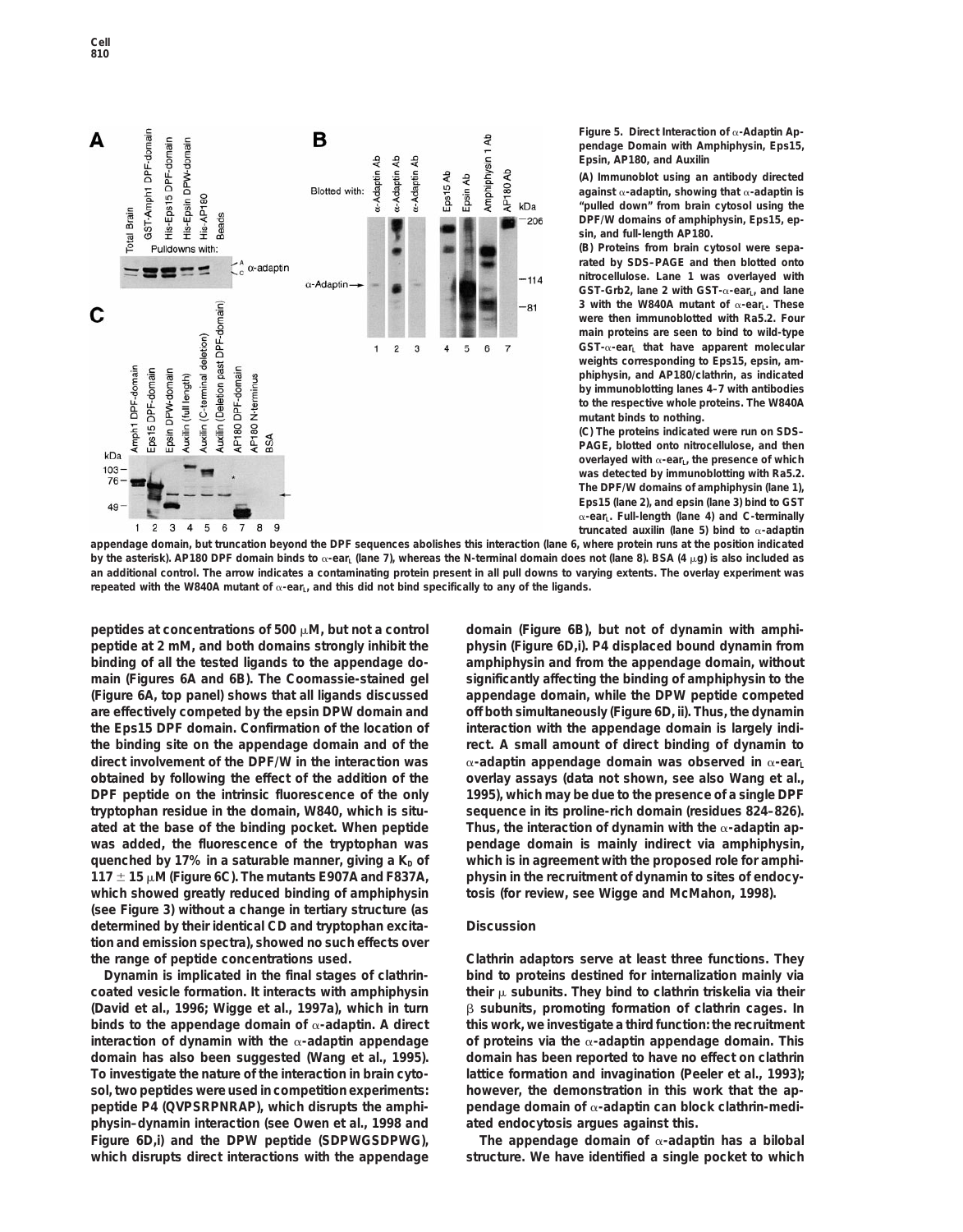Figure 5. Direct Interaction of α-Adaptin Appendage Domain with Amphiphysin, Eps15, Epsin, AP180, and Auxilin

(A) Immunoblot using an antibody directed against α-adaptin, showing that α-adaptin is "pulled down" from brain cytosol using the DPF/W domains of amphiphysin, Eps15, epsin, and full-length AP180.

(B) Proteins from brain cytosol were separated by SDS–PAGE and then blotted onto nitrocellulose. Lane 1 was overlayed with GST-Grb2, lane 2 with GST-α-ear$_L$, and lane 3 with the W840A mutant of α-ear$_L$. These were then immunoblotted with Ra5.2. Four main proteins are seen to bind to wild-type GST-α-ear$_L$ that have apparent molecular weights corresponding to Eps15, epsin, amphiphysin, and AP180/clathrin, as indicated by immunoblotting lanes 4–7 with antibodies to the respective whole proteins. The W840A mutant binds to nothing.

(C) The proteins indicated were run on SDS–PAGE, blotted onto nitrocellulose, and then overlayed with α-ear$_L$, the presence of which was detected by immunoblotting with Ra5.2. The DPF/W domains of amphiphysin (lane 1), Eps15 (lane 2), and epsin (lane 3) bind to GST α-ear$_L$. Full-length (lane 4) and C-terminally truncated auxilin (lane 5) bind to α-adaptin appendage domain, but truncation beyond the DPF sequences abolishes this interaction (lane 6, where protein runs at the position indicated by the asterisk). AP180 DPF domain binds to α-ear$_L$ (lane 7), whereas the N-terminal domain does not (lane 8). BSA (4 μg) is also included as an additional control. The arrow indicates a contaminating protein present in all pull downs to varying extents. The overlay experiment was repeated with the W840A mutant of α-ear$_L$, and this did not bind specifically to any of the ligands.

peptides at concentrations of 500 μM, but not a control peptide at 2 mM, and both domains strongly inhibit the binding of all the tested ligands to the appendage domain (Figures 6A and 6B). The Coomassie-stained gel (Figure 6A, top panel) shows that all ligands discussed are effectively competed by the epsin DPW domain and the Eps15 DPF domain. Confirmation of the location of the binding site on the appendage domain and of the direct involvement of the DPF/W in the interaction was obtained by following the effect of the addition of the DPF peptide on the intrinsic fluorescence of the only tryptophan residue in the domain, W840, which is situated at the base of the binding pocket. When peptide was added, the fluorescence of the tryptophan was quenched by 17% in a saturable manner, giving a $K_D$ of 117 ± 15 μM (Figure 6C). The mutants E907A and F837A, which showed greatly reduced binding of amphiphysin (see Figure 3) without a change in tertiary structure (as determined by their identical CD and tryptophan excitation and emission spectra), showed no such effects over the range of peptide concentrations used.

Dynamin is implicated in the final stages of clathrin-coated vesicle formation. It interacts with amphiphysin (David et al., 1996; Wigge et al., 1997a), which in turn binds to the appendage domain of α-adaptin. A direct interaction of dynamin with the α-adaptin appendage domain has also been suggested (Wang et al., 1995). To investigate the nature of the interaction in brain cytosol, two peptides were used in competition experiments: peptide P4 (QVPSRPNRAP), which disrupts the amphiphysin–dynamin interaction (see Owen et al., 1998 and Figure 6D,i) and the DPW peptide (SDPWGSDPWG), which disrupts direct interactions with the appendage domain (Figure 6B), but not of dynamin with amphiphysin (Figure 6D,i). P4 displaced bound dynamin from amphiphysin and from the appendage domain, without significantly affecting the binding of amphiphysin to the appendage domain, while the DPW peptide competed off both simultaneously (Figure 6D, ii). Thus, the dynamin interaction with the appendage domain is largely indirect. A small amount of direct binding of dynamin to α-adaptin appendage domain was observed in α-ear$_L$ overlay assays (data not shown, see also Wang et al., 1995), which may be due to the presence of a single DPF sequence in its proline-rich domain (residues 824–826). Thus, the interaction of dynamin with the α-adaptin appendage domain is mainly indirect via amphiphysin, which is in agreement with the proposed role for amphiphysin in the recruitment of dynamin to sites of endocytosis (for review, see Wigge and McMahon, 1998).

## Discussion

Clathrin adaptors serve at least three functions. They bind to proteins destined for internalization mainly via their μ subunits. They bind to clathrin triskelia via their β subunits, promoting formation of clathrin cages. In this work, we investigate a third function: the recruitment of proteins via the α-adaptin appendage domain. This domain has been reported to have no effect on clathrin lattice formation and invagination (Peeler et al., 1993); however, the demonstration in this work that the appendage domain of α-adaptin can block clathrin-mediated endocytosis argues against this.

The appendage domain of α-adaptin has a bilobal structure. We have identified a single pocket to which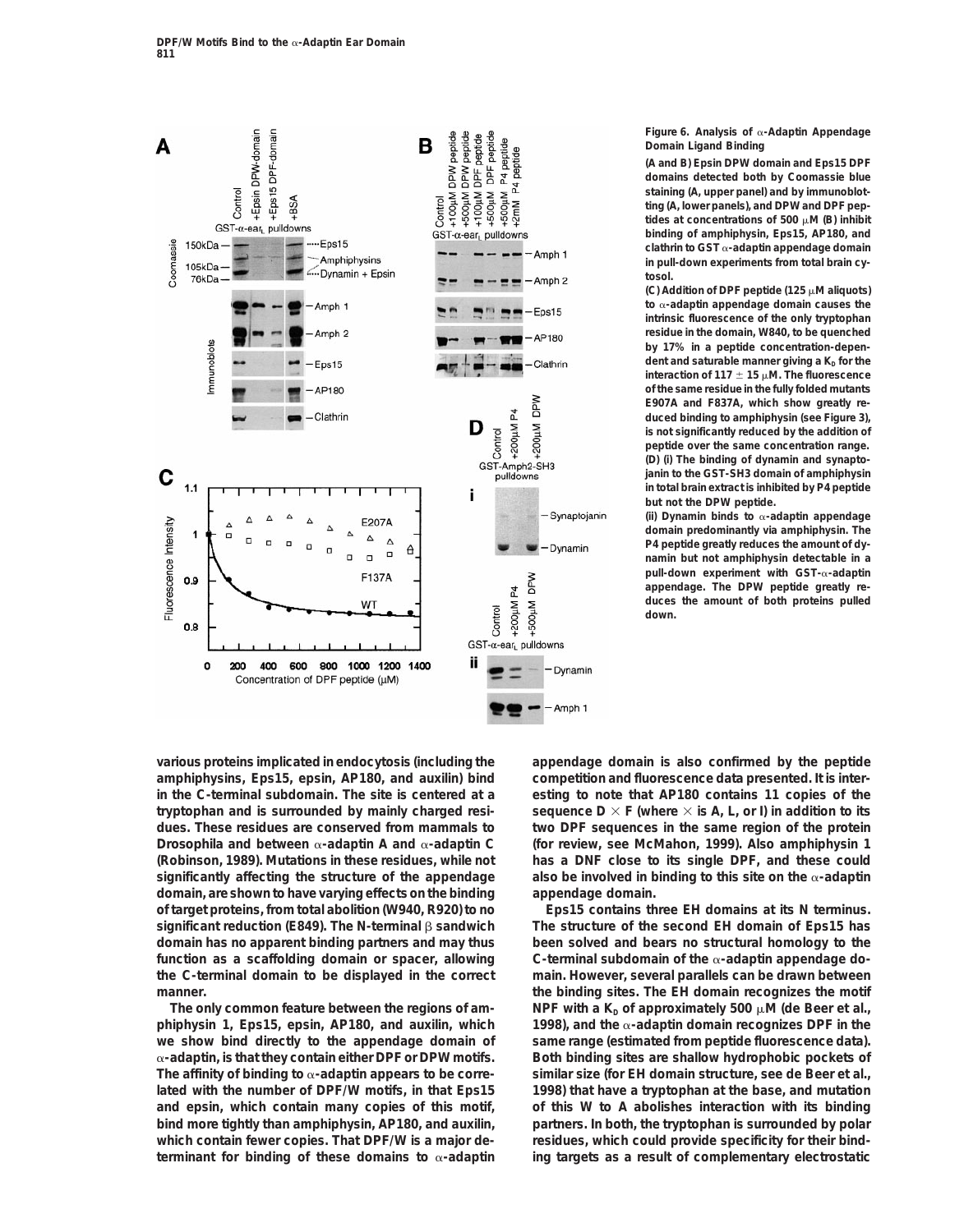Figure 6. Analysis of α-Adaptin Appendage Domain Ligand Binding

(A and B) Epsin DPW domain and Eps15 DPF domains detected both by Coomassie blue staining (A, upper panel) and by immunoblotting (A, lower panels), and DPW and DPF peptides at concentrations of 500 μM (B) inhibit binding of amphiphysin, Eps15, AP180, and clathrin to GST α-adaptin appendage domain in pull-down experiments from total brain cytosol.

(C) Addition of DPF peptide (125 μM aliquots) to α-adaptin appendage domain causes the intrinsic fluorescence of the only tryptophan residue in the domain, W840, to be quenched by 17% in a peptide concentration-dependent and saturable manner giving a $K_D$ for the interaction of 117 ± 15 μM. The fluorescence of the same residue in the fully folded mutants E907A and F837A, which show greatly reduced binding to amphiphysin (see Figure 3), is not significantly reduced by the addition of peptide over the same concentration range.

(D) (i) The binding of dynamin and synaptojanin to the GST-SH3 domain of amphiphysin in total brain extract is inhibited by P4 peptide but not the DPW peptide.

(ii) Dynamin binds to α-adaptin appendage domain predominantly via amphiphysin. The P4 peptide greatly reduces the amount of dynamin but not amphiphysin detectable in a pull-down experiment with GST-α-adaptin appendage. The DPW peptide greatly reduces the amount of both proteins pulled down.

various proteins implicated in endocytosis (including the amphiphysins, Eps15, epsin, AP180, and auxilin) bind in the C-terminal subdomain. The site is centered at a tryptophan and is surrounded by mainly charged residues. These residues are conserved from mammals to Drosophila and between α-adaptin A and α-adaptin C (Robinson, 1989). Mutations in these residues, while not significantly affecting the structure of the appendage domain, are shown to have varying effects on the binding of target proteins, from total abolition (W940, R920) to no significant reduction (E849). The N-terminal β sandwich domain has no apparent binding partners and may thus function as a scaffolding domain or spacer, allowing the C-terminal domain to be displayed in the correct manner.

The only common feature between the regions of amphiphysin 1, Eps15, epsin, AP180, and auxilin, which we show bind directly to the appendage domain of α-adaptin, is that they contain either DPF or DPW motifs. The affinity of binding to α-adaptin appears to be correlated with the number of DPF/W motifs, in that Eps15 and epsin, which contain many copies of this motif, bind more tightly than amphiphysin, AP180, and auxilin, which contain fewer copies. That DPF/W is a major determinant for binding of these domains to α-adaptin appendage domain is also confirmed by the peptide competition and fluorescence data presented. It is interesting to note that AP180 contains 11 copies of the sequence D × F (where × is A, L, or I) in addition to its two DPF sequences in the same region of the protein (for review, see McMahon, 1999). Also amphiphysin 1 has a DNF close to its single DPF, and these could also be involved in binding to this site on the α-adaptin appendage domain.

Eps15 contains three EH domains at its N terminus. The structure of the second EH domain of Eps15 has been solved and bears no structural homology to the C-terminal subdomain of the α-adaptin appendage domain. However, several parallels can be drawn between the binding sites. The EH domain recognizes the motif NPF with a $K_D$ of approximately 500 μM (de Beer et al., 1998), and the α-adaptin domain recognizes DPF in the same range (estimated from peptide fluorescence data). Both binding sites are shallow hydrophobic pockets of similar size (for EH domain structure, see de Beer et al., 1998) that have a tryptophan at the base, and mutation of this W to A abolishes interaction with its binding partners. In both, the tryptophan is surrounded by polar residues, which could provide specificity for their binding targets as a result of complementary electrostatic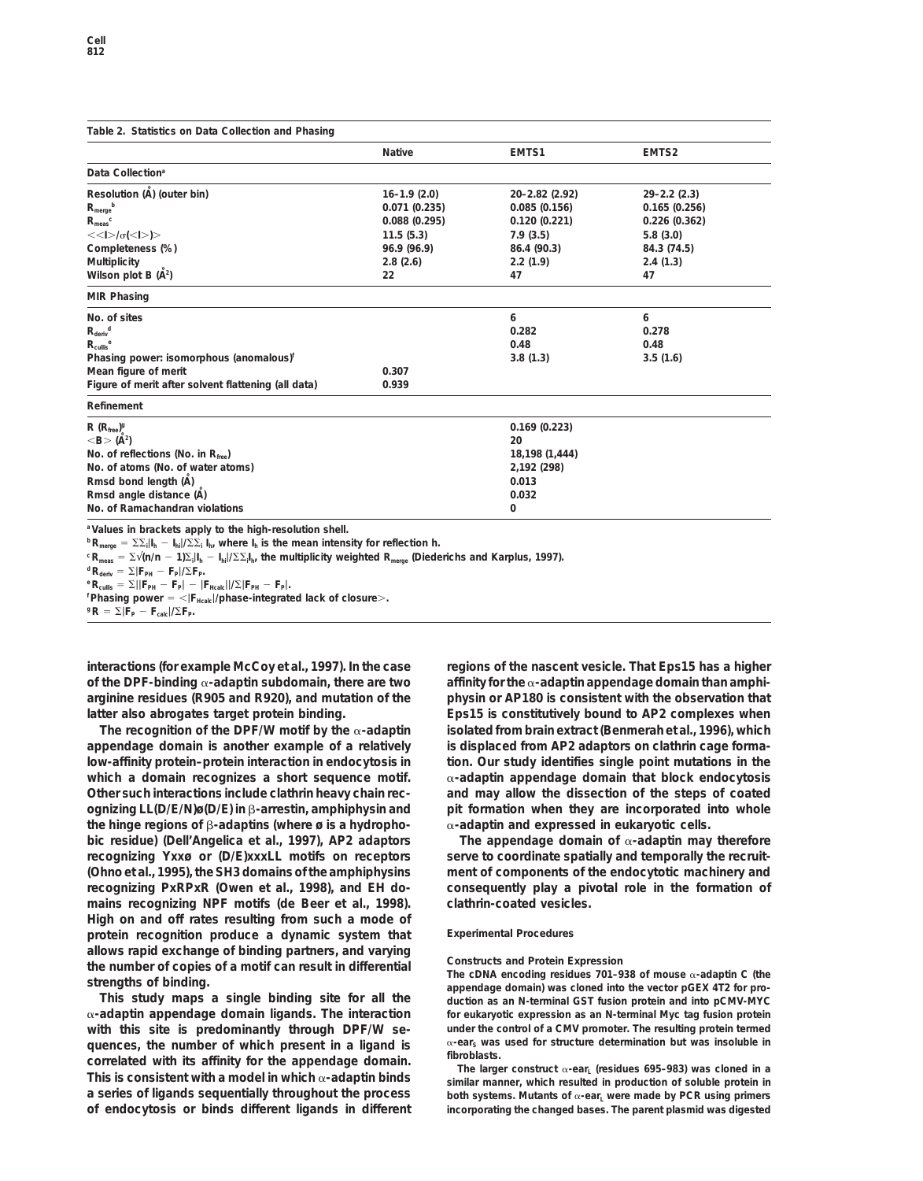**Table 2. Statistics on Data Collection and Phasing**

| | Native | EMTS1 | EMTS2 |
|---|---|---|---|
| **Data Collection**[a] | | | |
| Resolution (Å) (outer bin) | 16–1.9 (2.0) | 20–2.82 (2.92) | 29–2.2 (2.3) |
| $R_{merge}$[b] | 0.071 (0.235) | 0.085 (0.156) | 0.165 (0.256) |
| $R_{meas}$[c] | 0.088 (0.295) | 0.120 (0.221) | 0.226 (0.362) |
| $<<I>/\sigma(<I>)>$ | 11.5 (5.3) | 7.9 (3.5) | 5.8 (3.0) |
| Completeness (%) | 96.9 (96.9) | 86.4 (90.3) | 84.3 (74.5) |
| Multiplicity | 2.8 (2.6) | 2.2 (1.9) | 2.4 (1.3) |
| Wilson plot B (Å$^2$) | 22 | 47 | 47 |
| **MIR Phasing** | | | |
| No. of sites | | 6 | 6 |
| $R_{deriv}$[d] | | 0.282 | 0.278 |
| $R_{cullis}$[e] | | 0.48 | 0.48 |
| Phasing power: isomorphous (anomalous)[f] | | 3.8 (1.3) | 3.5 (1.6) |
| Mean figure of merit | 0.307 | | |
| Figure of merit after solvent flattening (all data) | 0.939 | | |
| **Refinement** | | | |
| R ($R_{free}$)[g] | | 0.169 (0.223) | |
| $<B>$ (Å$^2$) | | 20 | |
| No. of reflections (No. in $R_{free}$) | | 18,198 (1,444) | |
| No. of atoms (No. of water atoms) | | 2,192 (298) | |
| Rmsd bond length (Å) | | 0.013 | |
| Rmsd angle distance (Å) | | 0.032 | |
| No. of Ramachandran violations | | 0 | |

[a] Values in brackets apply to the high-resolution shell.
[b] $R_{merge} = \Sigma\Sigma_i|I_h - I_{hi}|/\Sigma\Sigma_i I_h$, where $I_h$ is the mean intensity for reflection h.
[c] $R_{meas} = \Sigma\sqrt{(n/n-1)}\Sigma_i|I_h - I_{hi}|/\Sigma\Sigma_i I_h$, the multiplicity weighted $R_{merge}$ (Diederichs and Karplus, 1997).
[d] $R_{deriv} = \Sigma|F_{PH} - F_P|/\Sigma F_P$.
[e] $R_{cullis} = \Sigma||F_{PH} - F_P| - |F_{Hcalc}||/\Sigma|F_{PH} - F_P|$.
[f] Phasing power $= <|F_{Hcalc}|/\text{phase-integrated lack of closure}>$.
[g] $R = \Sigma|F_P - F_{calc}|/\Sigma F_P$.

interactions (for example McCoy et al., 1997). In the case of the DPF-binding α-adaptin subdomain, there are two arginine residues (R905 and R920), and mutation of the latter also abrogates target protein binding.

The recognition of the DPF/W motif by the α-adaptin appendage domain is another example of a relatively low-affinity protein–protein interaction in endocytosis in which a domain recognizes a short sequence motif. Other such interactions include clathrin heavy chain recognizing LL(D/E/N)ø(D/E) in β-arrestin, amphiphysin and the hinge regions of β-adaptins (where ø is a hydrophobic residue) (Dell'Angelica et al., 1997), AP2 adaptors recognizing Yxxø or (D/E)xxxLL motifs on receptors (Ohno et al., 1995), the SH3 domains of the amphiphysins recognizing PxRPxR (Owen et al., 1998), and EH domains recognizing NPF motifs (de Beer et al., 1998). High on and off rates resulting from such a mode of protein recognition produce a dynamic system that allows rapid exchange of binding partners, and varying the number of copies of a motif can result in differential strengths of binding.

This study maps a single binding site for all the α-adaptin appendage domain ligands. The interaction with this site is predominantly through DPF/W sequences, the number of which present in a ligand is correlated with its affinity for the appendage domain. This is consistent with a model in which α-adaptin binds a series of ligands sequentially throughout the process of endocytosis or binds different ligands in different regions of the nascent vesicle. That Eps15 has a higher affinity for the α-adaptin appendage domain than amphiphysin or AP180 is consistent with the observation that Eps15 is constitutively bound to AP2 complexes when isolated from brain extract (Benmerah et al., 1996), which is displaced from AP2 adaptors on clathrin cage formation. Our study identifies single point mutations in the α-adaptin appendage domain that block endocytosis and may allow the dissection of the steps of coated pit formation when they are incorporated into whole α-adaptin and expressed in eukaryotic cells.

The appendage domain of α-adaptin may therefore serve to coordinate spatially and temporally the recruitment of components of the endocytotic machinery and consequently play a pivotal role in the formation of clathrin-coated vesicles.

## Experimental Procedures

### Constructs and Protein Expression

The cDNA encoding residues 701–938 of mouse α-adaptin C (the appendage domain) was cloned into the vector pGEX 4T2 for production as an N-terminal GST fusion protein and into pCMV-MYC for eukaryotic expression as an N-terminal Myc tag fusion protein under the control of a CMV promoter. The resulting protein termed α-ear$_S$ was used for structure determination but was insoluble in fibroblasts.

The larger construct α-ear$_L$ (residues 695–983) was cloned in a similar manner, which resulted in production of soluble protein in both systems. Mutants of α-ear$_L$ were made by PCR using primers incorporating the changed bases. The parent plasmid was digested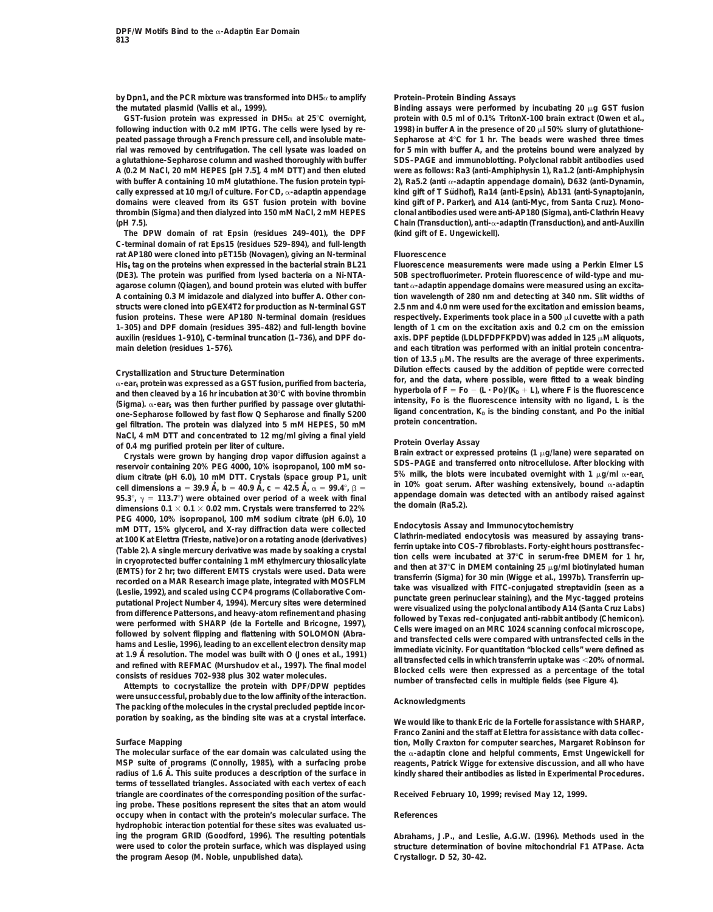by Dpn1, and the PCR mixture was transformed into DH5α to amplify the mutated plasmid (Vallis et al., 1999).

GST-fusion protein was expressed in DH5α at 25°C overnight, following induction with 0.2 mM IPTG. The cells were lysed by repeated passage through a French pressure cell, and insoluble material was removed by centrifugation. The cell lysate was loaded on a glutathione-Sepharose column and washed thoroughly with buffer A (0.2 M NaCl, 20 mM HEPES [pH 7.5], 4 mM DTT) and then eluted with buffer A containing 10 mM glutathione. The fusion protein typically expressed at 10 mg/l of culture. For CD, α-adaptin appendage domains were cleaved from its GST fusion protein with bovine thrombin (Sigma) and then dialyzed into 150 mM NaCl, 2 mM HEPES (pH 7.5).

The DPW domain of rat Epsin (residues 249–401), the DPF C-terminal domain of rat Eps15 (residues 529–894), and full-length rat AP180 were cloned into pET15b (Novagen), giving an N-terminal $His_6$ tag on the proteins when expressed in the bacterial strain BL21 (DE3). The protein was purified from lysed bacteria on a Ni-NTA-agarose column (Qiagen), and bound protein was eluted with buffer A containing 0.3 M imidazole and dialyzed into buffer A. Other constructs were cloned into pGEX4T2 for production as N-terminal GST fusion proteins. These were AP180 N-terminal domain (residues 1–305) and DPF domain (residues 395–482) and full-length bovine auxilin (residues 1–910), C-terminal truncation (1–736), and DPF domain deletion (residues 1–576).

### Crystallization and Structure Determination

α-$ear_S$ protein was expressed as a GST fusion, purified from bacteria, and then cleaved by a 16 hr incubation at 30°C with bovine thrombin (Sigma). α-$ear_S$ was then further purified by passage over glutathione-Sepharose followed by fast flow Q Sepharose and finally S200 gel filtration. The protein was dialyzed into 5 mM HEPES, 50 mM NaCl, 4 mM DTT and concentrated to 12 mg/ml giving a final yield of 0.4 mg purified protein per liter of culture.

Crystals were grown by hanging drop vapor diffusion against a reservoir containing 20% PEG 4000, 10% isopropanol, 100 mM sodium citrate (pH 6.0), 10 mM DTT. Crystals (space group P1, unit cell dimensions a = 39.9 Å, b = 40.9 Å, c = 42.5 Å, α = 99.4°, β = 95.3°, γ = 113.7°) were obtained over period of a week with final dimensions 0.1 × 0.1 × 0.02 mm. Crystals were transferred to 22% PEG 4000, 10% isopropanol, 100 mM sodium citrate (pH 6.0), 10 mM DTT, 15% glycerol, and X-ray diffraction data were collected at 100 K at Elettra (Trieste, native) or on a rotating anode (derivatives) (Table 2). A single mercury derivative was made by soaking a crystal in cryoprotected buffer containing 1 mM ethylmercury thiosalicylate (EMTS) for 2 hr; two different EMTS crystals were used. Data were recorded on a MAR Research image plate, integrated with MOSFLM (Leslie, 1992), and scaled using CCP4 programs (Collaborative Computational Project Number 4, 1994). Mercury sites were determined from difference Pattersons, and heavy-atom refinement and phasing were performed with SHARP (de la Fortelle and Bricogne, 1997), followed by solvent flipping and flattening with SOLOMON (Abrahams and Leslie, 1996), leading to an excellent electron density map at 1.9 Å resolution. The model was built with O (Jones et al., 1991) and refined with REFMAC (Murshudov et al., 1997). The final model consists of residues 702–938 plus 302 water molecules.

Attempts to cocrystallize the protein with DPF/DPW peptides were unsuccessful, probably due to the low affinity of the interaction. The packing of the molecules in the crystal precluded peptide incorporation by soaking, as the binding site was at a crystal interface.

### Surface Mapping

The molecular surface of the ear domain was calculated using the MSP suite of programs (Connolly, 1985), with a surfacing probe radius of 1.6 Å. This suite produces a description of the surface in terms of tessellated triangles. Associated with each vertex of each triangle are coordinates of the corresponding position of the surfacing probe. These positions represent the sites that an atom would occupy when in contact with the protein's molecular surface. The hydrophobic interaction potential for these sites was evaluated using the program GRID (Goodford, 1996). The resulting potentials were used to color the protein surface, which was displayed using the program Aesop (M. Noble, unpublished data).

### Protein–Protein Binding Assays

Binding assays were performed by incubating 20 μg GST fusion protein with 0.5 ml of 0.1% TritonX-100 brain extract (Owen et al., 1998) in buffer A in the presence of 20 μl 50% slurry of glutathione-Sepharose at 4°C for 1 hr. The beads were washed three times for 5 min with buffer A, and the proteins bound were analyzed by SDS–PAGE and immunoblotting. Polyclonal rabbit antibodies used were as follows: Ra3 (anti-Amphiphysin 1), Ra1.2 (anti-Amphiphysin 2), Ra5.2 (anti α-adaptin appendage domain), D632 (anti-Dynamin, kind gift of T Südhof), Ra14 (anti-Epsin), Ab131 (anti-Synaptojanin, kind gift of P. Parker), and A14 (anti-Myc, from Santa Cruz). Monoclonal antibodies used were anti-AP180 (Sigma), anti-Clathrin Heavy Chain (Transduction), anti-α-adaptin (Transduction), and anti-Auxilin (kind gift of E. Ungewickell).

### Fluorescence

Fluorescence measurements were made using a Perkin Elmer LS 50B spectrofluorimeter. Protein fluorescence of wild-type and mutant α-adaptin appendage domains were measured using an excitation wavelength of 280 nm and detecting at 340 nm. Slit widths of 2.5 nm and 4.0 nm were used for the excitation and emission beams, respectively. Experiments took place in a 500 μl cuvette with a path length of 1 cm on the excitation axis and 0.2 cm on the emission axis. DPF peptide (LDLDFDPFKPDV) was added in 125 μM aliquots, and each titration was performed with an initial protein concentration of 13.5 μM. The results are the average of three experiments. Dilution effects caused by the addition of peptide were corrected for, and the data, where possible, were fitted to a weak binding hyperbola of $F = Fo - (L \cdot Po)/(K_D + L)$, where F is the fluorescence intensity, Fo is the fluorescence intensity with no ligand, L is the ligand concentration, $K_D$ is the binding constant, and Po the initial protein concentration.

### Protein Overlay Assay

Brain extract or expressed proteins (1 μg/lane) were separated on SDS–PAGE and transferred onto nitrocellulose. After blocking with 5% milk, the blots were incubated overnight with 1 μg/ml α-$ear_L$ in 10% goat serum. After washing extensively, bound α-adaptin appendage domain was detected with an antibody raised against the domain (Ra5.2).

### Endocytosis Assay and Immunocytochemistry

Clathrin-mediated endocytosis was measured by assaying transferrin uptake into COS-7 fibroblasts. Forty-eight hours posttransfection cells were incubated at 37°C in serum-free DMEM for 1 hr, and then at 37°C in DMEM containing 25 μg/ml biotinylated human transferrin (Sigma) for 30 min (Wigge et al., 1997b). Transferrin uptake was visualized with FITC-conjugated streptavidin (seen as a punctate green perinuclear staining), and the Myc-tagged proteins were visualized using the polyclonal antibody A14 (Santa Cruz Labs) followed by Texas red–conjugated anti-rabbit antibody (Chemicon). Cells were imaged on an MRC 1024 scanning confocal microscope, and transfected cells were compared with untransfected cells in the immediate vicinity. For quantitation "blocked cells" were defined as all transfected cells in which transferrin uptake was <20% of normal. Blocked cells were then expressed as a percentage of the total number of transfected cells in multiple fields (see Figure 4).

## Acknowledgments

We would like to thank Eric de la Fortelle for assistance with SHARP, Franco Zanini and the staff at Elettra for assistance with data collection, Molly Craxton for computer searches, Margaret Robinson for the α-adaptin clone and helpful comments, Ernst Ungewickell for reagents, Patrick Wigge for extensive discussion, and all who have kindly shared their antibodies as listed in Experimental Procedures.

Received February 10, 1999; revised May 12, 1999.

## References

Abrahams, J.P., and Leslie, A.G.W. (1996). Methods used in the structure determination of bovine mitochondrial F1 ATPase. Acta Crystallogr. D 52, 30–42.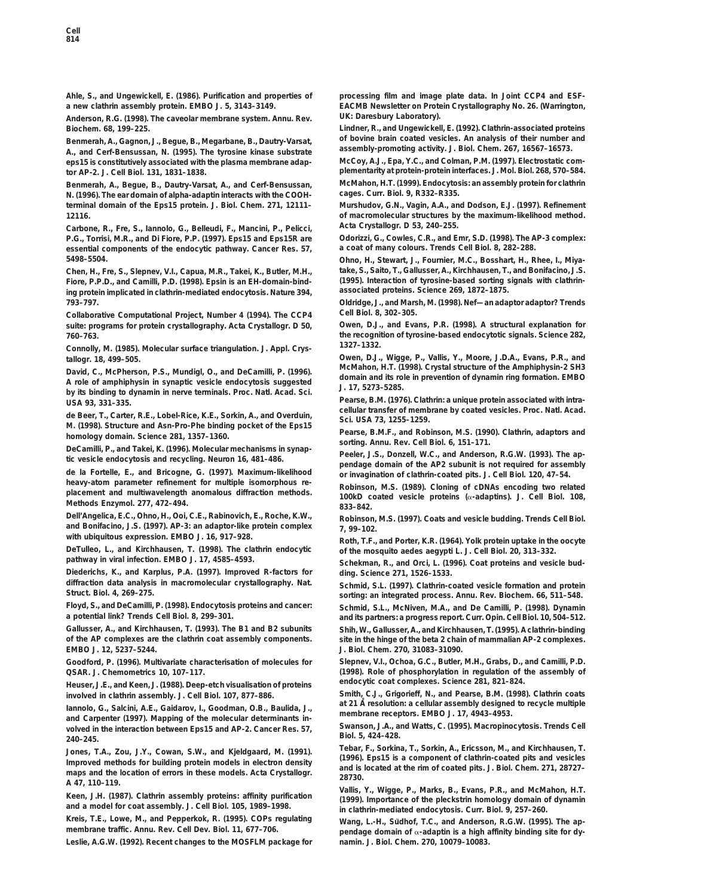Ahle, S., and Ungewickell, E. (1986). Purification and properties of a new clathrin assembly protein. EMBO J. 5, 3143–3149.

Anderson, R.G. (1998). The caveolar membrane system. Annu. Rev. Biochem. 68, 199–225.

Benmerah, A., Gagnon, J., Begue, B., Megarbane, B., Dautry-Varsat, A., and Cerf-Bensussan, N. (1995). The tyrosine kinase substrate eps15 is constitutively associated with the plasma membrane adaptor AP-2. J. Cell Biol. 131, 1831–1838.

Benmerah, A., Begue, B., Dautry-Varsat, A., and Cerf-Bensussan, N. (1996). The ear domain of alpha-adaptin interacts with the COOH-terminal domain of the Eps15 protein. J. Biol. Chem. 271, 12111–12116.

Carbone, R., Fre, S., Iannolo, G., Belleudi, F., Mancini, P., Pelicci, P.G., Torrisi, M.R., and Di Fiore, P.P. (1997). Eps15 and Eps15R are essential components of the endocytic pathway. Cancer Res. 57, 5498–5504.

Chen, H., Fre, S., Slepnev, V.I., Capua, M.R., Takei, K., Butler, M.H., Fiore, P.P.D., and Camilli, P.D. (1998). Epsin is an EH-domain-binding protein implicated in clathrin-mediated endocytosis. Nature 394, 793–797.

Collaborative Computational Project, Number 4 (1994). The CCP4 suite: programs for protein crystallography. Acta Crystallogr. D 50, 760–763.

Connolly, M. (1985). Molecular surface triangulation. J. Appl. Crystallogr. 18, 499–505.

David, C., McPherson, P.S., Mundigl, O., and DeCamilli, P. (1996). A role of amphiphysin in synaptic vesicle endocytosis suggested by its binding to dynamin in nerve terminals. Proc. Natl. Acad. Sci. USA 93, 331–335.

de Beer, T., Carter, R.E., Lobel-Rice, K.E., Sorkin, A., and Overduin, M. (1998). Structure and Asn-Pro-Phe binding pocket of the Eps15 homology domain. Science 281, 1357–1360.

DeCamilli, P., and Takei, K. (1996). Molecular mechanisms in synaptic vesicle endocytosis and recycling. Neuron 16, 481–486.

de la Fortelle, E., and Bricogne, G. (1997). Maximum-likelihood heavy-atom parameter refinement for multiple isomorphous replacement and multiwavelength anomalous diffraction methods. Methods Enzymol. 277, 472–494.

Dell'Angelica, E.C., Ohno, H., Ooi, C.E., Rabinovich, E., Roche, K.W., and Bonifacino, J.S. (1997). AP-3: an adaptor-like protein complex with ubiquitous expression. EMBO J. 16, 917–928.

DeTulleo, L., and Kirchhausen, T. (1998). The clathrin endocytic pathway in viral infection. EMBO J. 17, 4585–4593.

Diederichs, K., and Karplus, P.A. (1997). Improved R-factors for diffraction data analysis in macromolecular crystallography. Nat. Struct. Biol. 4, 269–275.

Floyd, S., and DeCamilli, P. (1998). Endocytosis proteins and cancer: a potential link? Trends Cell Biol. 8, 299–301.

Gallusser, A., and Kirchhausen, T. (1993). The B1 and B2 subunits of the AP complexes are the clathrin coat assembly components. EMBO J. 12, 5237–5244.

Goodford, P. (1996). Multivariate characterisation of molecules for QSAR. J. Chemometrics 10, 107–117.

Heuser, J.E., and Keen, J. (1988). Deep-etch visualisation of proteins involved in clathrin assembly. J. Cell Biol. 107, 877–886.

Iannolo, G., Salcini, A.E., Gaidarov, I., Goodman, O.B., Baulida, J., and Carpenter (1997). Mapping of the molecular determinants involved in the interaction between Eps15 and AP-2. Cancer Res. 57, 240–245.

Jones, T.A., Zou, J.Y., Cowan, S.W., and Kjeldgaard, M. (1991). Improved methods for building protein models in electron density maps and the location of errors in these models. Acta Crystallogr. A 47, 110–119.

Keen, J.H. (1987). Clathrin assembly proteins: affinity purification and a model for coat assembly. J. Cell Biol. 105, 1989–1998.

Kreis, T.E., Lowe, M., and Pepperkok, R. (1995). COPs regulating membrane traffic. Annu. Rev. Cell Dev. Biol. 11, 677–706.

Leslie, A.G.W. (1992). Recent changes to the MOSFLM package for processing film and image plate data. In Joint CCP4 and ESF-EACMB Newsletter on Protein Crystallography No. 26. (Warrington, UK: Daresbury Laboratory).

Lindner, R., and Ungewickell, E. (1992). Clathrin-associated proteins of bovine brain coated vesicles. An analysis of their number and assembly-promoting activity. J. Biol. Chem. 267, 16567–16573.

McCoy, A.J., Epa, Y.C., and Colman, P.M. (1997). Electrostatic complementarity at protein-protein interfaces. J. Mol. Biol. 268, 570–584.

McMahon, H.T. (1999). Endocytosis: an assembly protein for clathrin cages. Curr. Biol. 9, R332–R335.

Murshudov, G.N., Vagin, A.A., and Dodson, E.J. (1997). Refinement of macromolecular structures by the maximum-likelihood method. Acta Crystallogr. D 53, 240–255.

Odorizzi, G., Cowles, C.R., and Emr, S.D. (1998). The AP-3 complex: a coat of many colours. Trends Cell Biol. 8, 282–288.

Ohno, H., Stewart, J., Fournier, M.C., Bosshart, H., Rhee, I., Miyatake, S., Saito, T., Gallusser, A., Kirchhausen, T., and Bonifacino, J.S. (1995). Interaction of tyrosine-based sorting signals with clathrin-associated proteins. Science 269, 1872–1875.

Oldridge, J., and Marsh, M. (1998). Nef—an adaptor adaptor? Trends Cell Biol. 8, 302–305.

Owen, D.J., and Evans, P.R. (1998). A structural explanation for the recognition of tyrosine-based endocytotic signals. Science 282, 1327–1332.

Owen, D.J., Wigge, P., Vallis, Y., Moore, J.D.A., Evans, P.R., and McMahon, H.T. (1998). Crystal structure of the Amphiphysin-2 SH3 domain and its role in prevention of dynamin ring formation. EMBO J. 17, 5273–5285.

Pearse, B.M. (1976). Clathrin: a unique protein associated with intracellular transfer of membrane by coated vesicles. Proc. Natl. Acad. Sci. USA 73, 1255–1259.

Pearse, B.M.F., and Robinson, M.S. (1990). Clathrin, adaptors and sorting. Annu. Rev. Cell Biol. 6, 151–171.

Peeler, J.S., Donzell, W.C., and Anderson, R.G.W. (1993). The appendage domain of the AP2 subunit is not required for assembly or invagination of clathrin-coated pits. J. Cell Biol. 120, 47–54.

Robinson, M.S. (1989). Cloning of cDNAs encoding two related 100kD coated vesicle proteins (α-adaptins). J. Cell Biol. 108, 833–842.

Robinson, M.S. (1997). Coats and vesicle budding. Trends Cell Biol. 7, 99–102.

Roth, T.F., and Porter, K.R. (1964). Yolk protein uptake in the oocyte of the mosquito aedes aegypti L. J. Cell Biol. 20, 313–332.

Schekman, R., and Orci, L. (1996). Coat proteins and vesicle budding. Science 271, 1526–1533.

Schmid, S.L. (1997). Clathrin-coated vesicle formation and protein sorting: an integrated process. Annu. Rev. Biochem. 66, 511–548.

Schmid, S.L., McNiven, M.A., and De Camilli, P. (1998). Dynamin and its partners: a progress report. Curr. Opin. Cell Biol. 10, 504–512.

Shih, W., Gallusser, A., and Kirchhausen, T. (1995). A clathrin-binding site in the hinge of the beta 2 chain of mammalian AP-2 complexes. J. Biol. Chem. 270, 31083–31090.

Slepnev, V.I., Ochoa, G.C., Butler, M.H., Grabs, D., and Camilli, P.D. (1998). Role of phosphorylation in regulation of the assembly of endocytic coat complexes. Science 281, 821–824.

Smith, C.J., Grigorieff, N., and Pearse, B.M. (1998). Clathrin coats at 21 Å resolution: a cellular assembly designed to recycle multiple membrane receptors. EMBO J. 17, 4943–4953.

Swanson, J.A., and Watts, C. (1995). Macropinocytosis. Trends Cell Biol. 5, 424–428.

Tebar, F., Sorkina, T., Sorkin, A., Ericsson, M., and Kirchhausen, T. (1996). Eps15 is a component of clathrin-coated pits and vesicles and is located at the rim of coated pits. J. Biol. Chem. 271, 28727–28730.

Vallis, Y., Wigge, P., Marks, B., Evans, P.R., and McMahon, H.T. (1999). Importance of the pleckstrin homology domain of dynamin in clathrin-mediated endocytosis. Curr. Biol. 9, 257–260.

Wang, L.-H., Südhof, T.C., and Anderson, R.G.W. (1995). The appendage domain of α-adaptin is a high affinity binding site for dynamin. J. Biol. Chem. 270, 10079–10083.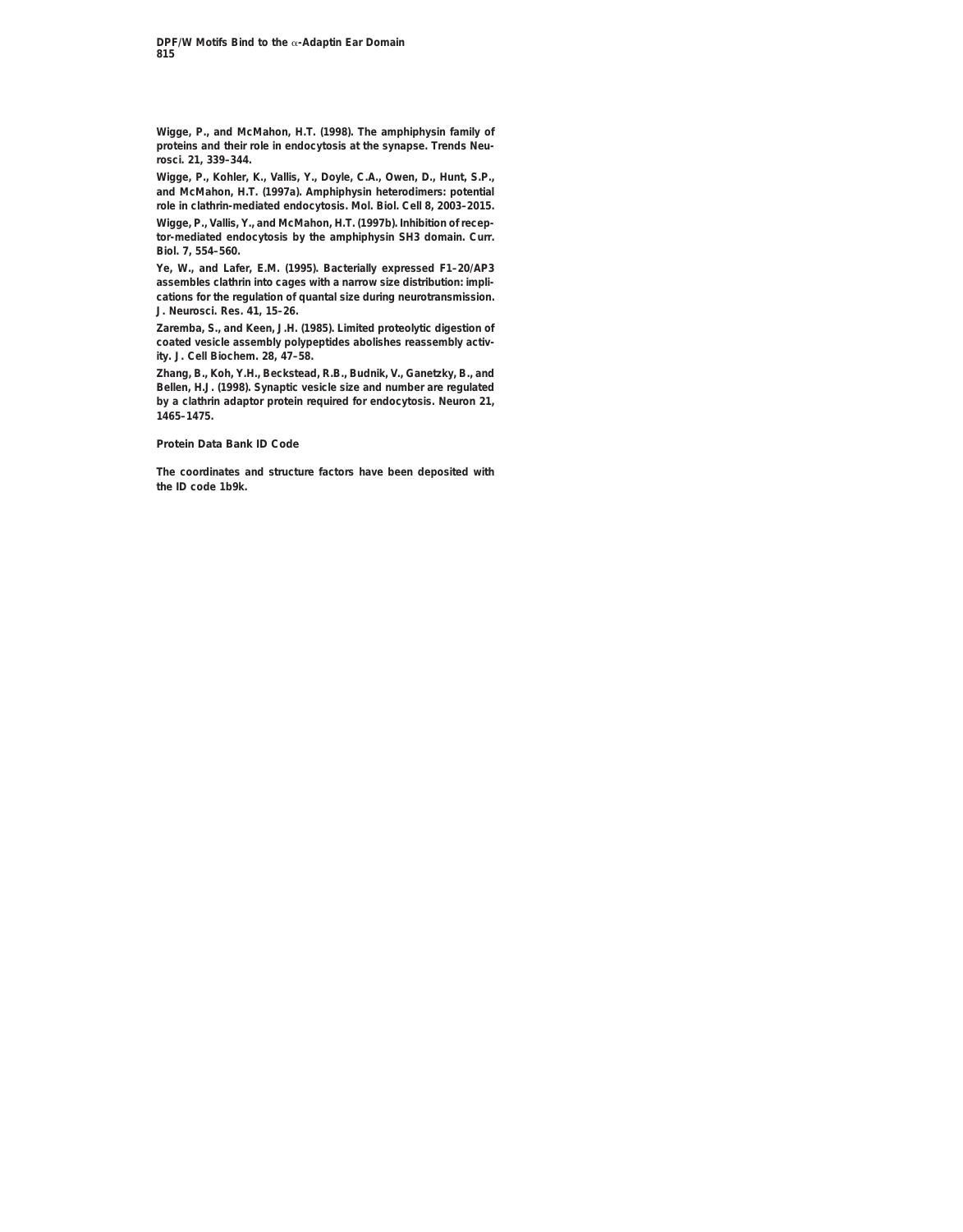Wigge, P., and McMahon, H.T. (1998). The amphiphysin family of proteins and their role in endocytosis at the synapse. Trends Neurosci. 21, 339–344.

Wigge, P., Kohler, K., Vallis, Y., Doyle, C.A., Owen, D., Hunt, S.P., and McMahon, H.T. (1997a). Amphiphysin heterodimers: potential role in clathrin-mediated endocytosis. Mol. Biol. Cell 8, 2003–2015.

Wigge, P., Vallis, Y., and McMahon, H.T. (1997b). Inhibition of receptor-mediated endocytosis by the amphiphysin SH3 domain. Curr. Biol. 7, 554–560.

Ye, W., and Lafer, E.M. (1995). Bacterially expressed F1–20/AP3 assembles clathrin into cages with a narrow size distribution: implications for the regulation of quantal size during neurotransmission. J. Neurosci. Res. 41, 15–26.

Zaremba, S., and Keen, J.H. (1985). Limited proteolytic digestion of coated vesicle assembly polypeptides abolishes reassembly activity. J. Cell Biochem. 28, 47–58.

Zhang, B., Koh, Y.H., Beckstead, R.B., Budnik, V., Ganetzky, B., and Bellen, H.J. (1998). Synaptic vesicle size and number are regulated by a clathrin adaptor protein required for endocytosis. Neuron 21, 1465–1475.

## Protein Data Bank ID Code

The coordinates and structure factors have been deposited with the ID code 1b9k.